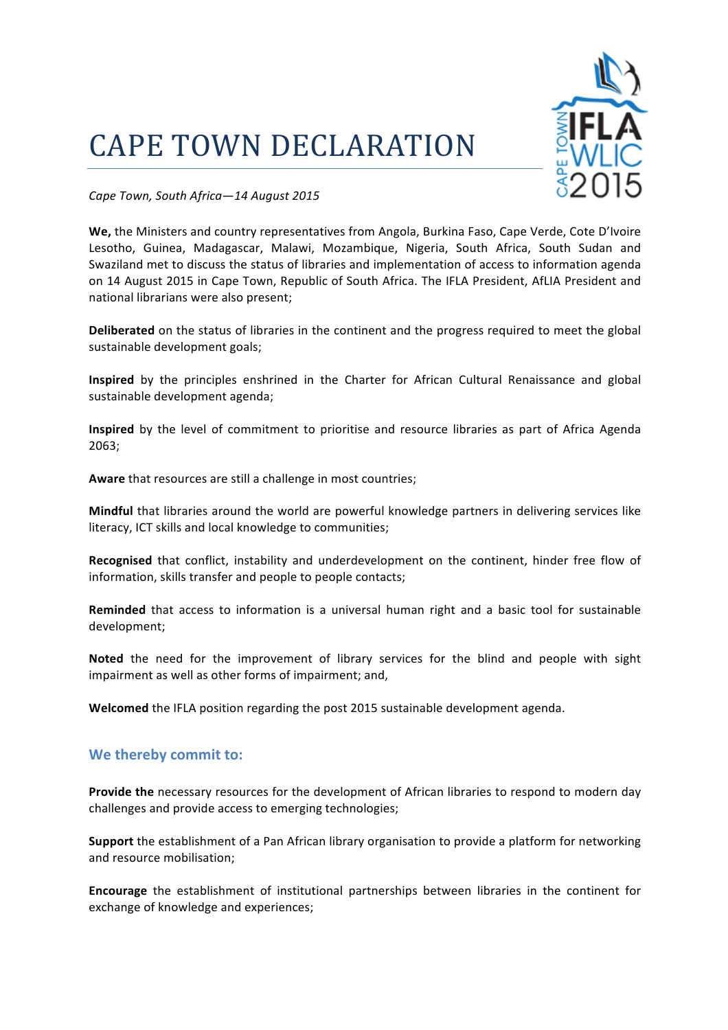# CAPE TOWN DECLARATION

*Cape Town, South Africa—14 August 2015*

**We,** the Ministers and country representatives from Angola, Burkina Faso, Cape Verde, Cote D'Ivoire Lesotho, Guinea, Madagascar, Malawi, Mozambique, Nigeria, South Africa, South Sudan and Swaziland met to discuss the status of libraries and implementation of access to information agenda on 14 August 2015 in Cape Town, Republic of South Africa. The IFLA President, AfLIA President and national librarians were also present;

**Deliberated** on the status of libraries in the continent and the progress required to meet the global sustainable development goals;

**Inspired** by the principles enshrined in the Charter for African Cultural Renaissance and global sustainable development agenda;

**Inspired** by the level of commitment to prioritise and resource libraries as part of Africa Agenda 2063;

**Aware** that resources are still a challenge in most countries;

**Mindful** that libraries around the world are powerful knowledge partners in delivering services like literacy, ICT skills and local knowledge to communities;

**Recognised** that conflict, instability and underdevelopment on the continent, hinder free flow of information, skills transfer and people to people contacts;

**Reminded** that access to information is a universal human right and a basic tool for sustainable development;

**Noted** the need for the improvement of library services for the blind and people with sight impairment as well as other forms of impairment; and,

**Welcomed** the IFLA position regarding the post 2015 sustainable development agenda.

### We thereby commit to:

**Provide the** necessary resources for the development of African libraries to respond to modern day challenges and provide access to emerging technologies;

**Support** the establishment of a Pan African library organisation to provide a platform for networking and resource mobilisation;

**Encourage** the establishment of institutional partnerships between libraries in the continent for exchange of knowledge and experiences;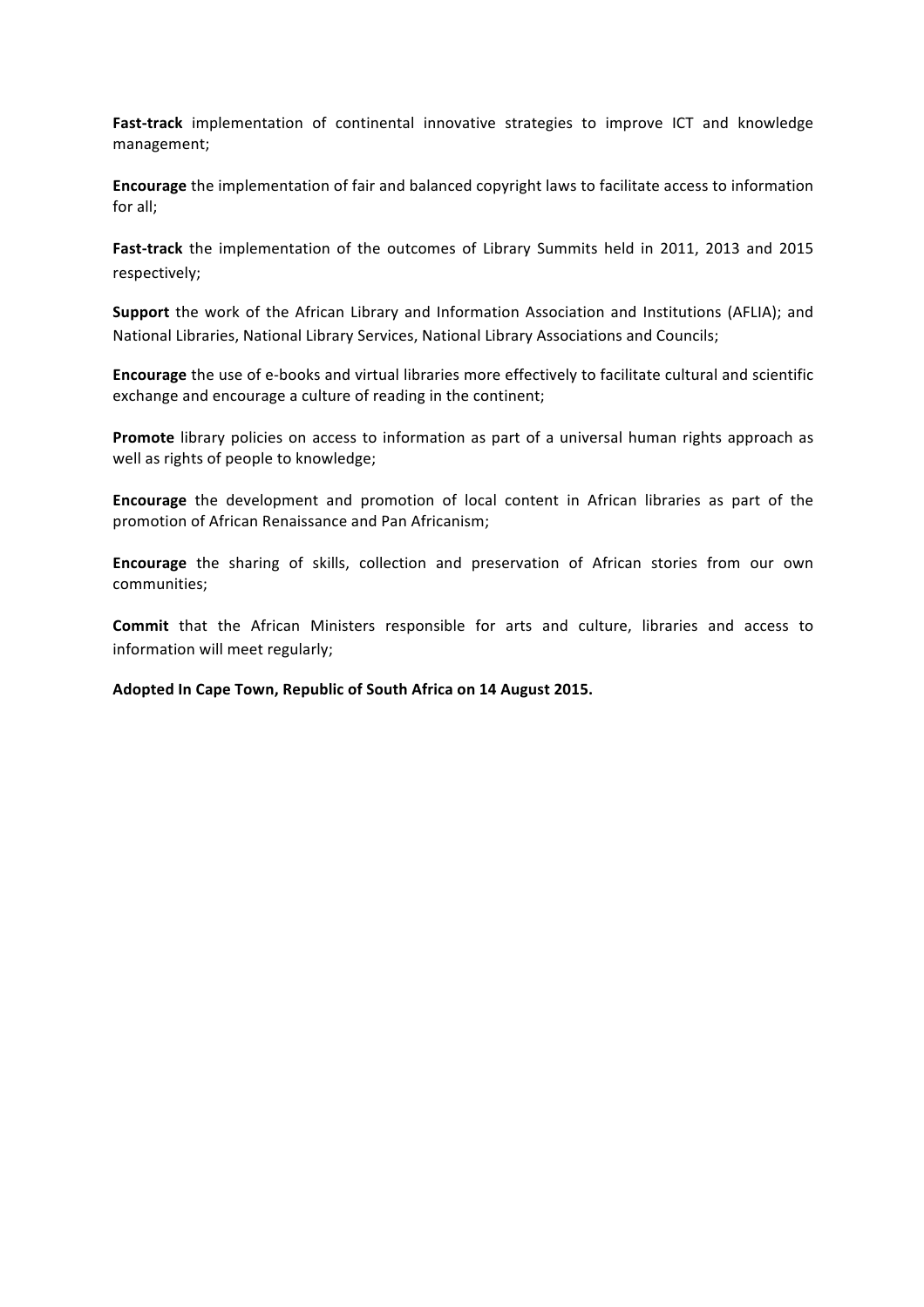**Fast-track** implementation of continental innovative strategies to improve ICT and knowledge management;

**Encourage** the implementation of fair and balanced copyright laws to facilitate access to information for all;

**Fast-track** the implementation of the outcomes of Library Summits held in 2011, 2013 and 2015 respectively;

**Support** the work of the African Library and Information Association and Institutions (AFLIA); and National Libraries, National Library Services, National Library Associations and Councils;

**Encourage** the use of e-books and virtual libraries more effectively to facilitate cultural and scientific exchange and encourage a culture of reading in the continent;

**Promote** library policies on access to information as part of a universal human rights approach as well as rights of people to knowledge;

**Encourage** the development and promotion of local content in African libraries as part of the promotion of African Renaissance and Pan Africanism;

**Encourage** the sharing of skills, collection and preservation of African stories from our own communities;

**Commit** that the African Ministers responsible for arts and culture, libraries and access to information will meet regularly;

**Adopted In Cape Town, Republic of South Africa on 14 August 2015.**